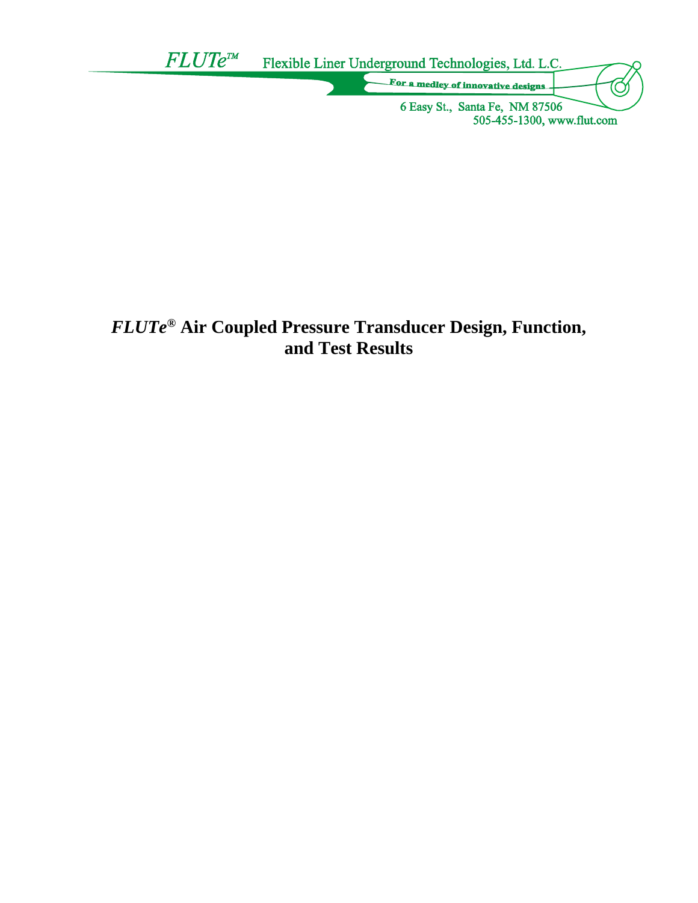FLUTe™ Flexible Liner Underground Technologies, Ltd. L.C.

For a medley of innovative designs

6 Easy St., Santa Fe, NM 87506
505-455-1300, www.flut.com

# *FLUTe*® Air Coupled Pressure Transducer Design, Function, and Test Results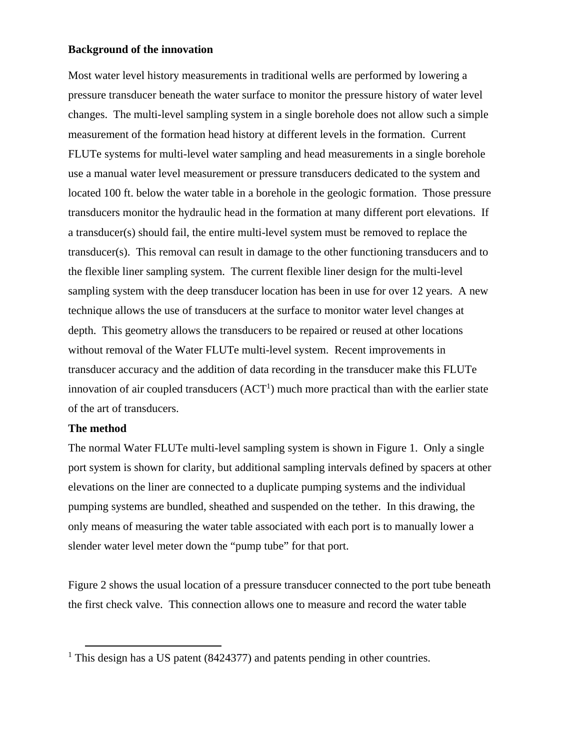**Background of the innovation**

Most water level history measurements in traditional wells are performed by lowering a pressure transducer beneath the water surface to monitor the pressure history of water level changes. The multi-level sampling system in a single borehole does not allow such a simple measurement of the formation head history at different levels in the formation. Current FLUTe systems for multi-level water sampling and head measurements in a single borehole use a manual water level measurement or pressure transducers dedicated to the system and located 100 ft. below the water table in a borehole in the geologic formation. Those pressure transducers monitor the hydraulic head in the formation at many different port elevations. If a transducer(s) should fail, the entire multi-level system must be removed to replace the transducer(s). This removal can result in damage to the other functioning transducers and to the flexible liner sampling system. The current flexible liner design for the multi-level sampling system with the deep transducer location has been in use for over 12 years. A new technique allows the use of transducers at the surface to monitor water level changes at depth. This geometry allows the transducers to be repaired or reused at other locations without removal of the Water FLUTe multi-level system. Recent improvements in transducer accuracy and the addition of data recording in the transducer make this FLUTe innovation of air coupled transducers (ACT[1]) much more practical than with the earlier state of the art of transducers.

**The method**

The normal Water FLUTe multi-level sampling system is shown in Figure 1. Only a single port system is shown for clarity, but additional sampling intervals defined by spacers at other elevations on the liner are connected to a duplicate pumping systems and the individual pumping systems are bundled, sheathed and suspended on the tether. In this drawing, the only means of measuring the water table associated with each port is to manually lower a slender water level meter down the "pump tube" for that port.

Figure 2 shows the usual location of a pressure transducer connected to the port tube beneath the first check valve. This connection allows one to measure and record the water table

[1] This design has a US patent (8424377) and patents pending in other countries.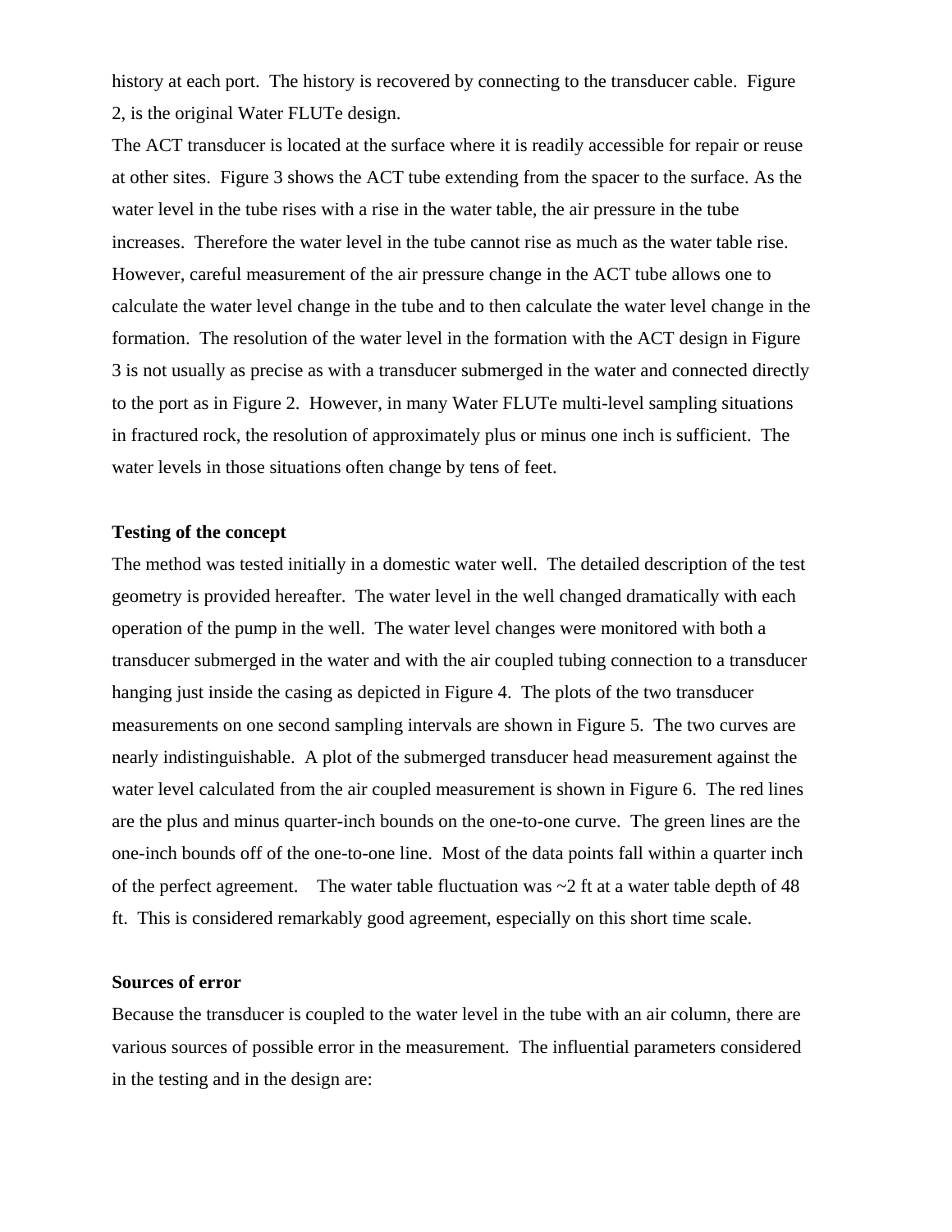history at each port. The history is recovered by connecting to the transducer cable. Figure 2, is the original Water FLUTe design.

The ACT transducer is located at the surface where it is readily accessible for repair or reuse at other sites. Figure 3 shows the ACT tube extending from the spacer to the surface. As the water level in the tube rises with a rise in the water table, the air pressure in the tube increases. Therefore the water level in the tube cannot rise as much as the water table rise. However, careful measurement of the air pressure change in the ACT tube allows one to calculate the water level change in the tube and to then calculate the water level change in the formation. The resolution of the water level in the formation with the ACT design in Figure 3 is not usually as precise as with a transducer submerged in the water and connected directly to the port as in Figure 2. However, in many Water FLUTe multi-level sampling situations in fractured rock, the resolution of approximately plus or minus one inch is sufficient. The water levels in those situations often change by tens of feet.

**Testing of the concept**

The method was tested initially in a domestic water well. The detailed description of the test geometry is provided hereafter. The water level in the well changed dramatically with each operation of the pump in the well. The water level changes were monitored with both a transducer submerged in the water and with the air coupled tubing connection to a transducer hanging just inside the casing as depicted in Figure 4. The plots of the two transducer measurements on one second sampling intervals are shown in Figure 5. The two curves are nearly indistinguishable. A plot of the submerged transducer head measurement against the water level calculated from the air coupled measurement is shown in Figure 6. The red lines are the plus and minus quarter-inch bounds on the one-to-one curve. The green lines are the one-inch bounds off of the one-to-one line. Most of the data points fall within a quarter inch of the perfect agreement. The water table fluctuation was ~2 ft at a water table depth of 48 ft. This is considered remarkably good agreement, especially on this short time scale.

**Sources of error**

Because the transducer is coupled to the water level in the tube with an air column, there are various sources of possible error in the measurement. The influential parameters considered in the testing and in the design are: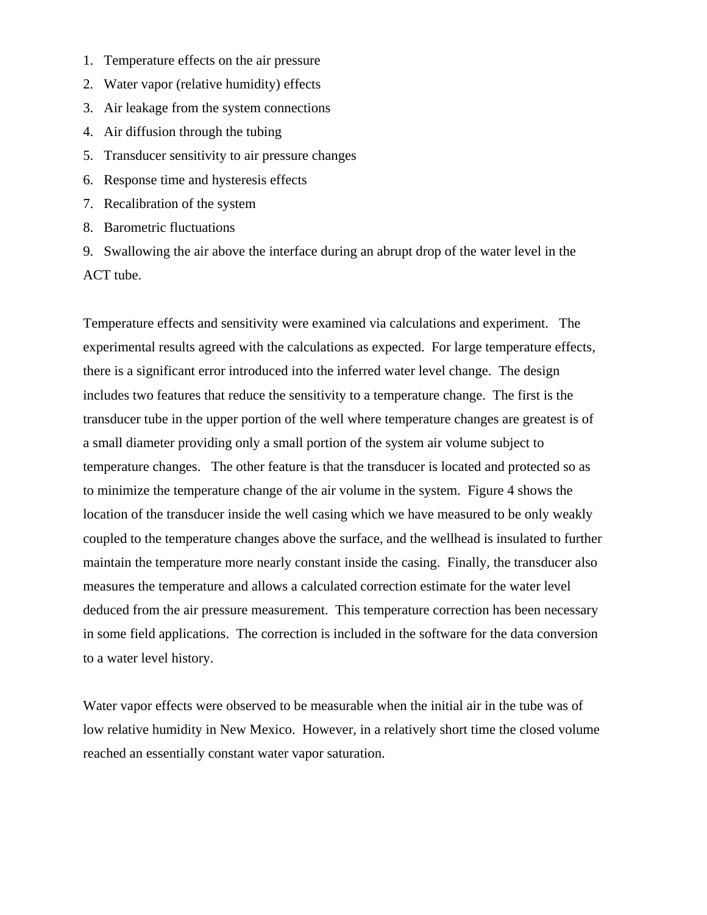1. Temperature effects on the air pressure
2. Water vapor (relative humidity) effects
3. Air leakage from the system connections
4. Air diffusion through the tubing
5. Transducer sensitivity to air pressure changes
6. Response time and hysteresis effects
7. Recalibration of the system
8. Barometric fluctuations
9. Swallowing the air above the interface during an abrupt drop of the water level in the ACT tube.

Temperature effects and sensitivity were examined via calculations and experiment. The experimental results agreed with the calculations as expected. For large temperature effects, there is a significant error introduced into the inferred water level change. The design includes two features that reduce the sensitivity to a temperature change. The first is the transducer tube in the upper portion of the well where temperature changes are greatest is of a small diameter providing only a small portion of the system air volume subject to temperature changes. The other feature is that the transducer is located and protected so as to minimize the temperature change of the air volume in the system. Figure 4 shows the location of the transducer inside the well casing which we have measured to be only weakly coupled to the temperature changes above the surface, and the wellhead is insulated to further maintain the temperature more nearly constant inside the casing. Finally, the transducer also measures the temperature and allows a calculated correction estimate for the water level deduced from the air pressure measurement. This temperature correction has been necessary in some field applications. The correction is included in the software for the data conversion to a water level history.

Water vapor effects were observed to be measurable when the initial air in the tube was of low relative humidity in New Mexico. However, in a relatively short time the closed volume reached an essentially constant water vapor saturation.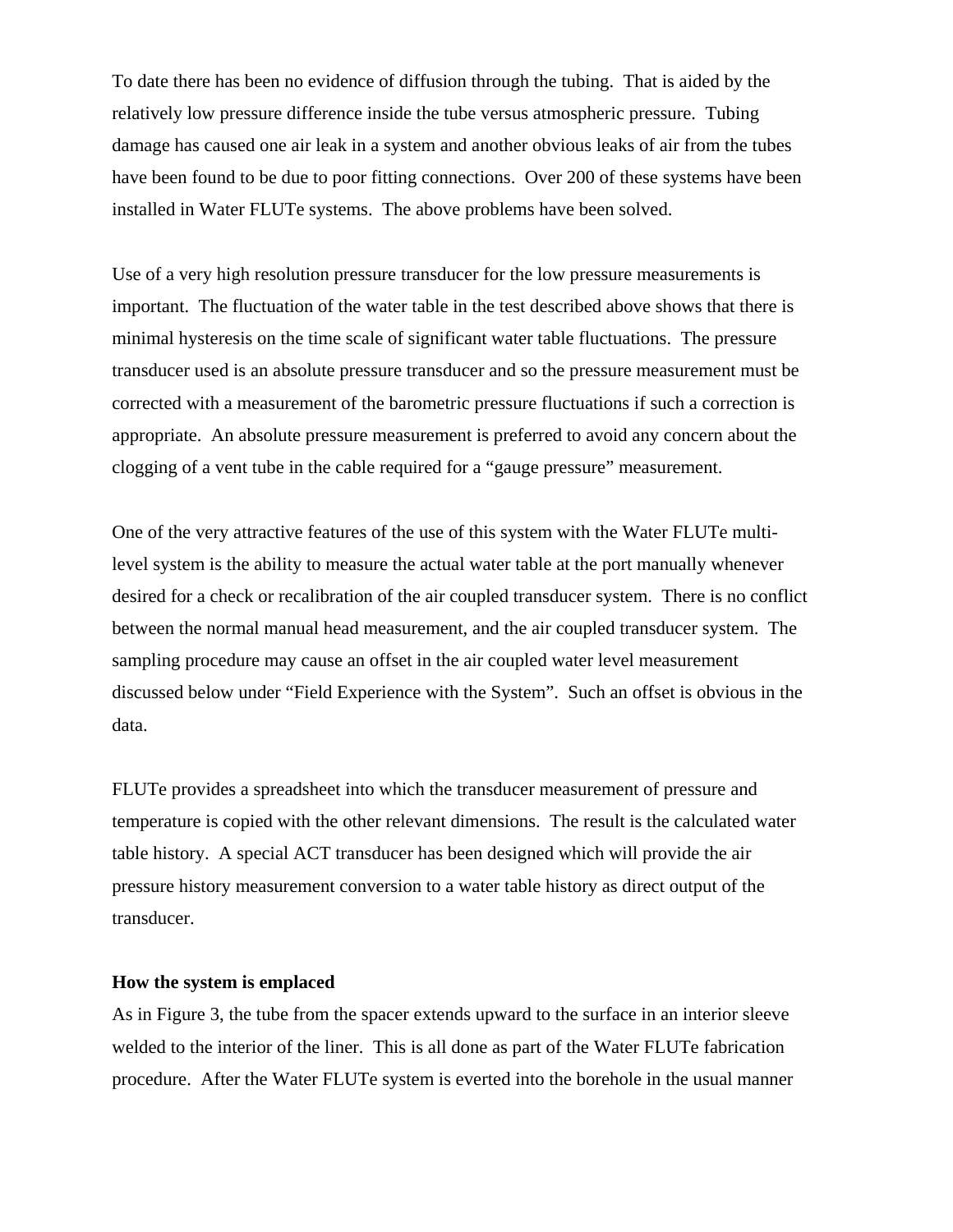To date there has been no evidence of diffusion through the tubing. That is aided by the relatively low pressure difference inside the tube versus atmospheric pressure. Tubing damage has caused one air leak in a system and another obvious leaks of air from the tubes have been found to be due to poor fitting connections. Over 200 of these systems have been installed in Water FLUTe systems. The above problems have been solved.

Use of a very high resolution pressure transducer for the low pressure measurements is important. The fluctuation of the water table in the test described above shows that there is minimal hysteresis on the time scale of significant water table fluctuations. The pressure transducer used is an absolute pressure transducer and so the pressure measurement must be corrected with a measurement of the barometric pressure fluctuations if such a correction is appropriate. An absolute pressure measurement is preferred to avoid any concern about the clogging of a vent tube in the cable required for a "gauge pressure" measurement.

One of the very attractive features of the use of this system with the Water FLUTe multi-level system is the ability to measure the actual water table at the port manually whenever desired for a check or recalibration of the air coupled transducer system. There is no conflict between the normal manual head measurement, and the air coupled transducer system. The sampling procedure may cause an offset in the air coupled water level measurement discussed below under "Field Experience with the System". Such an offset is obvious in the data.

FLUTe provides a spreadsheet into which the transducer measurement of pressure and temperature is copied with the other relevant dimensions. The result is the calculated water table history. A special ACT transducer has been designed which will provide the air pressure history measurement conversion to a water table history as direct output of the transducer.

**How the system is emplaced**

As in Figure 3, the tube from the spacer extends upward to the surface in an interior sleeve welded to the interior of the liner. This is all done as part of the Water FLUTe fabrication procedure. After the Water FLUTe system is everted into the borehole in the usual manner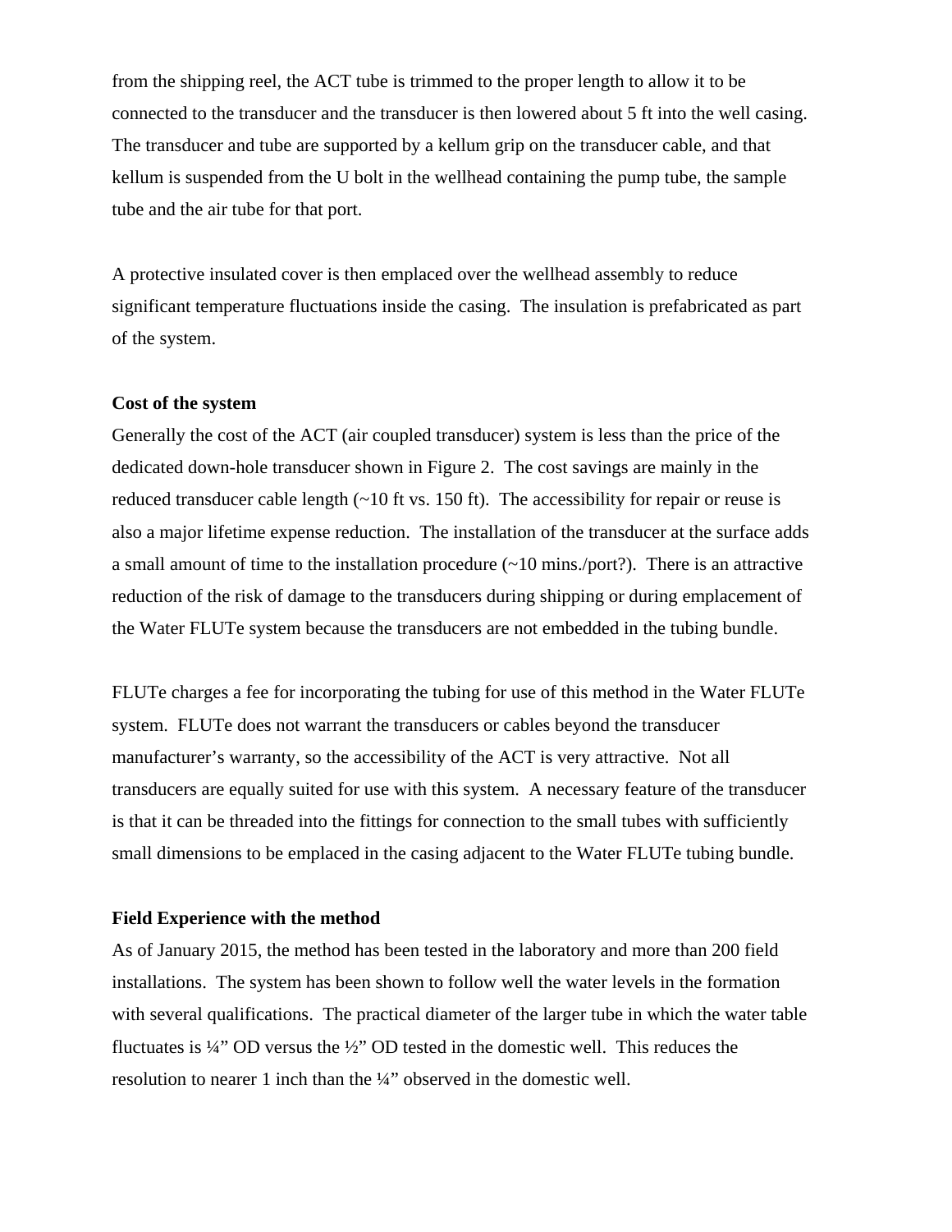from the shipping reel, the ACT tube is trimmed to the proper length to allow it to be connected to the transducer and the transducer is then lowered about 5 ft into the well casing. The transducer and tube are supported by a kellum grip on the transducer cable, and that kellum is suspended from the U bolt in the wellhead containing the pump tube, the sample tube and the air tube for that port.

A protective insulated cover is then emplaced over the wellhead assembly to reduce significant temperature fluctuations inside the casing. The insulation is prefabricated as part of the system.

**Cost of the system**

Generally the cost of the ACT (air coupled transducer) system is less than the price of the dedicated down-hole transducer shown in Figure 2. The cost savings are mainly in the reduced transducer cable length (~10 ft vs. 150 ft). The accessibility for repair or reuse is also a major lifetime expense reduction. The installation of the transducer at the surface adds a small amount of time to the installation procedure (~10 mins./port?). There is an attractive reduction of the risk of damage to the transducers during shipping or during emplacement of the Water FLUTe system because the transducers are not embedded in the tubing bundle.

FLUTe charges a fee for incorporating the tubing for use of this method in the Water FLUTe system. FLUTe does not warrant the transducers or cables beyond the transducer manufacturer's warranty, so the accessibility of the ACT is very attractive. Not all transducers are equally suited for use with this system. A necessary feature of the transducer is that it can be threaded into the fittings for connection to the small tubes with sufficiently small dimensions to be emplaced in the casing adjacent to the Water FLUTe tubing bundle.

**Field Experience with the method**

As of January 2015, the method has been tested in the laboratory and more than 200 field installations. The system has been shown to follow well the water levels in the formation with several qualifications. The practical diameter of the larger tube in which the water table fluctuates is ¼" OD versus the ½" OD tested in the domestic well. This reduces the resolution to nearer 1 inch than the ¼" observed in the domestic well.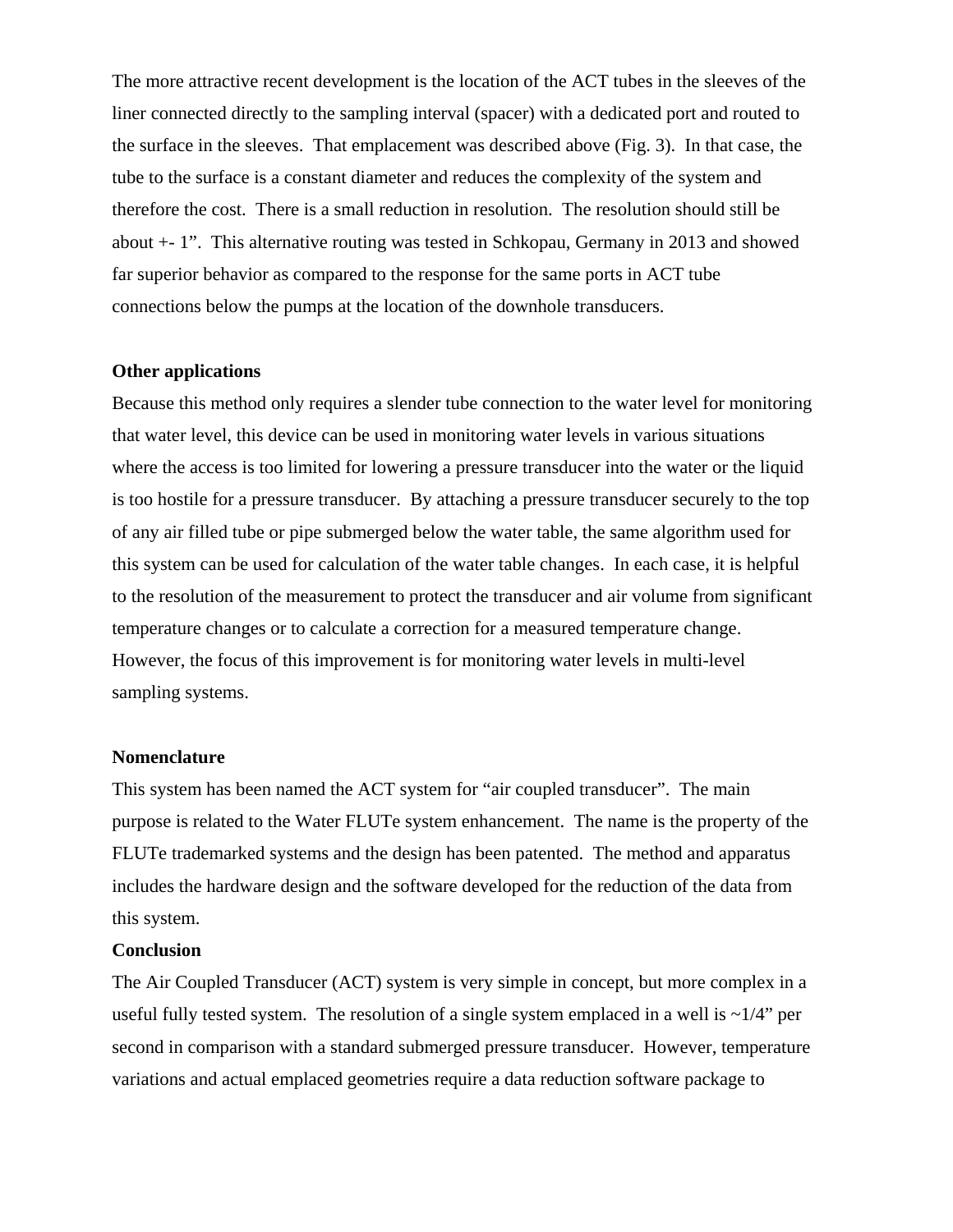The more attractive recent development is the location of the ACT tubes in the sleeves of the liner connected directly to the sampling interval (spacer) with a dedicated port and routed to the surface in the sleeves. That emplacement was described above (Fig. 3). In that case, the tube to the surface is a constant diameter and reduces the complexity of the system and therefore the cost. There is a small reduction in resolution. The resolution should still be about +- 1". This alternative routing was tested in Schkopau, Germany in 2013 and showed far superior behavior as compared to the response for the same ports in ACT tube connections below the pumps at the location of the downhole transducers.

**Other applications**

Because this method only requires a slender tube connection to the water level for monitoring that water level, this device can be used in monitoring water levels in various situations where the access is too limited for lowering a pressure transducer into the water or the liquid is too hostile for a pressure transducer. By attaching a pressure transducer securely to the top of any air filled tube or pipe submerged below the water table, the same algorithm used for this system can be used for calculation of the water table changes. In each case, it is helpful to the resolution of the measurement to protect the transducer and air volume from significant temperature changes or to calculate a correction for a measured temperature change. However, the focus of this improvement is for monitoring water levels in multi-level sampling systems.

**Nomenclature**

This system has been named the ACT system for "air coupled transducer". The main purpose is related to the Water FLUTe system enhancement. The name is the property of the FLUTe trademarked systems and the design has been patented. The method and apparatus includes the hardware design and the software developed for the reduction of the data from this system.

**Conclusion**

The Air Coupled Transducer (ACT) system is very simple in concept, but more complex in a useful fully tested system. The resolution of a single system emplaced in a well is ~1/4" per second in comparison with a standard submerged pressure transducer. However, temperature variations and actual emplaced geometries require a data reduction software package to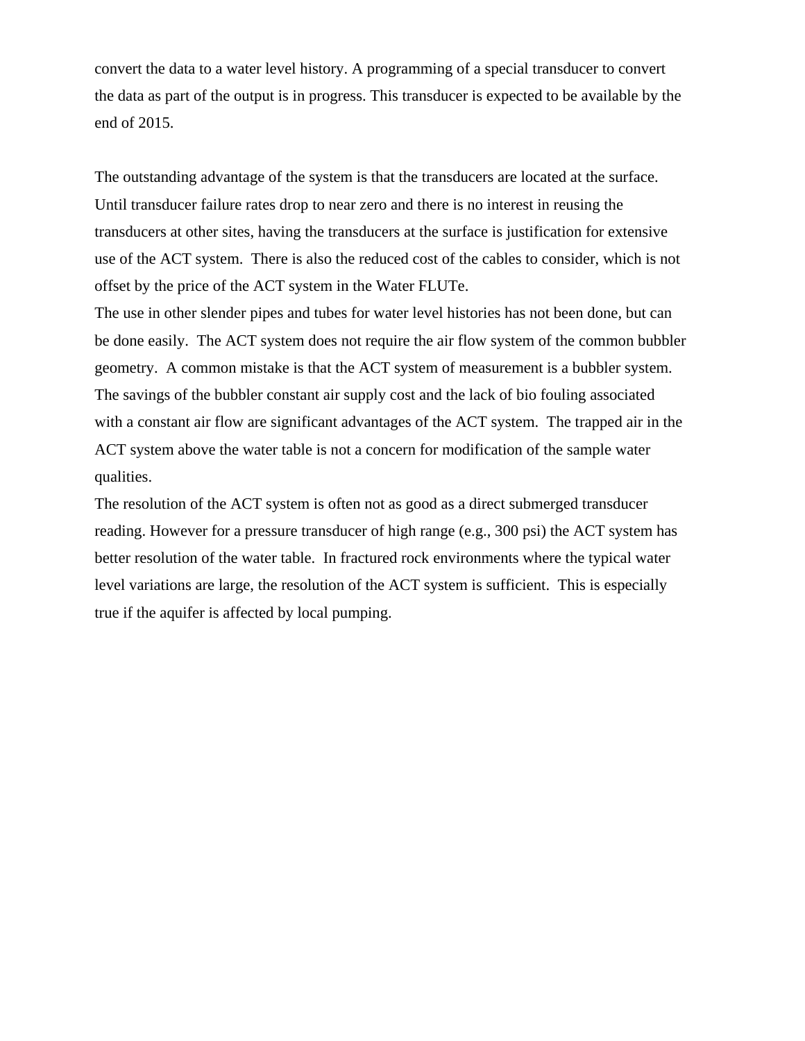convert the data to a water level history. A programming of a special transducer to convert the data as part of the output is in progress. This transducer is expected to be available by the end of 2015.

The outstanding advantage of the system is that the transducers are located at the surface. Until transducer failure rates drop to near zero and there is no interest in reusing the transducers at other sites, having the transducers at the surface is justification for extensive use of the ACT system. There is also the reduced cost of the cables to consider, which is not offset by the price of the ACT system in the Water FLUTe.

The use in other slender pipes and tubes for water level histories has not been done, but can be done easily. The ACT system does not require the air flow system of the common bubbler geometry. A common mistake is that the ACT system of measurement is a bubbler system. The savings of the bubbler constant air supply cost and the lack of bio fouling associated with a constant air flow are significant advantages of the ACT system. The trapped air in the ACT system above the water table is not a concern for modification of the sample water qualities.

The resolution of the ACT system is often not as good as a direct submerged transducer reading. However for a pressure transducer of high range (e.g., 300 psi) the ACT system has better resolution of the water table. In fractured rock environments where the typical water level variations are large, the resolution of the ACT system is sufficient. This is especially true if the aquifer is affected by local pumping.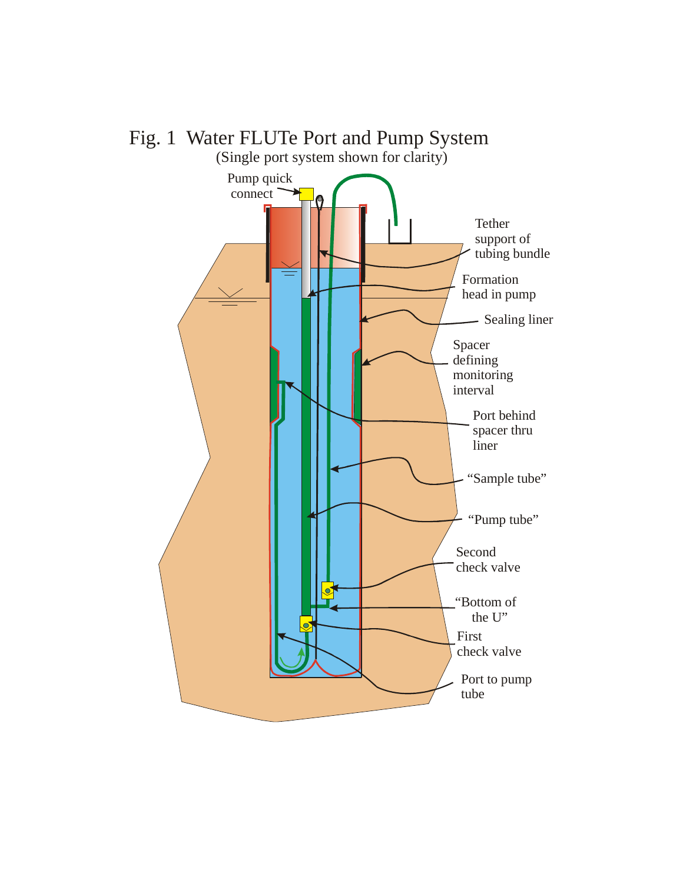Fig. 1 Water FLUTe Port and Pump System
(Single port system shown for clarity)

Pump quick connect

Tether support of tubing bundle

Formation head in pump

Sealing liner

Spacer defining monitoring interval

Port behind spacer thru liner

"Sample tube"

"Pump tube"

Second check valve

"Bottom of the U"

First check valve

Port to pump tube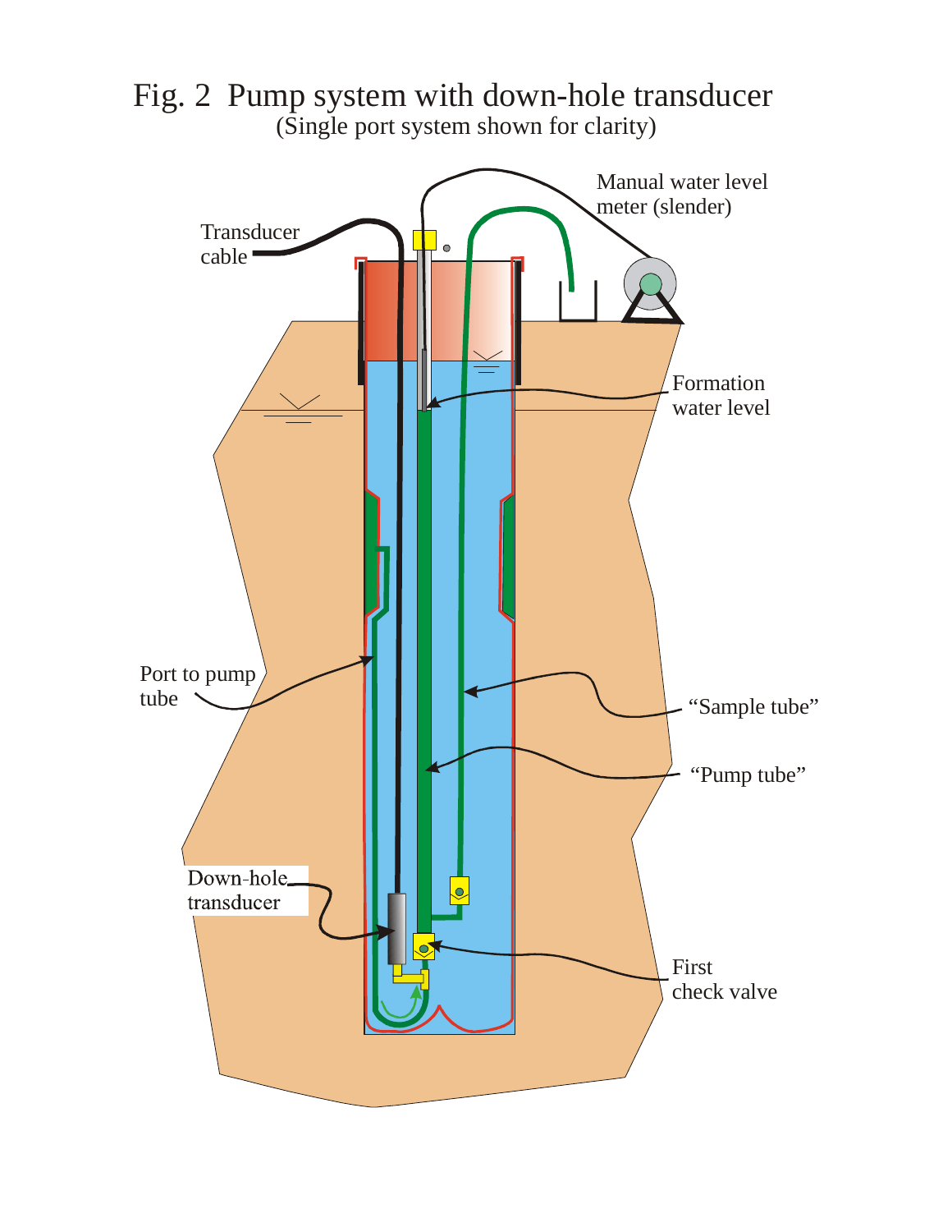# Fig. 2 Pump system with down-hole transducer

(Single port system shown for clarity)

Transducer cable

Manual water level meter (slender)

Formation water level

Port to pump tube

"Sample tube"

"Pump tube"

Down-hole transducer

First check valve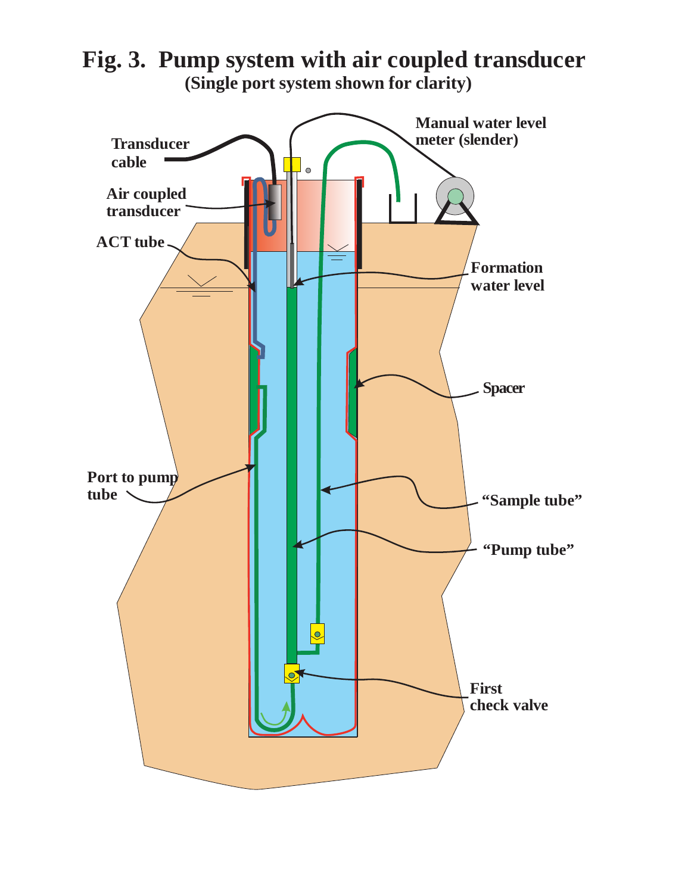# Fig. 3. Pump system with air coupled transducer

**(Single port system shown for clarity)**

Transducer cable

Air coupled transducer

ACT tube

Manual water level meter (slender)

Formation water level

Spacer

Port to pump tube

"Sample tube"

"Pump tube"

First check valve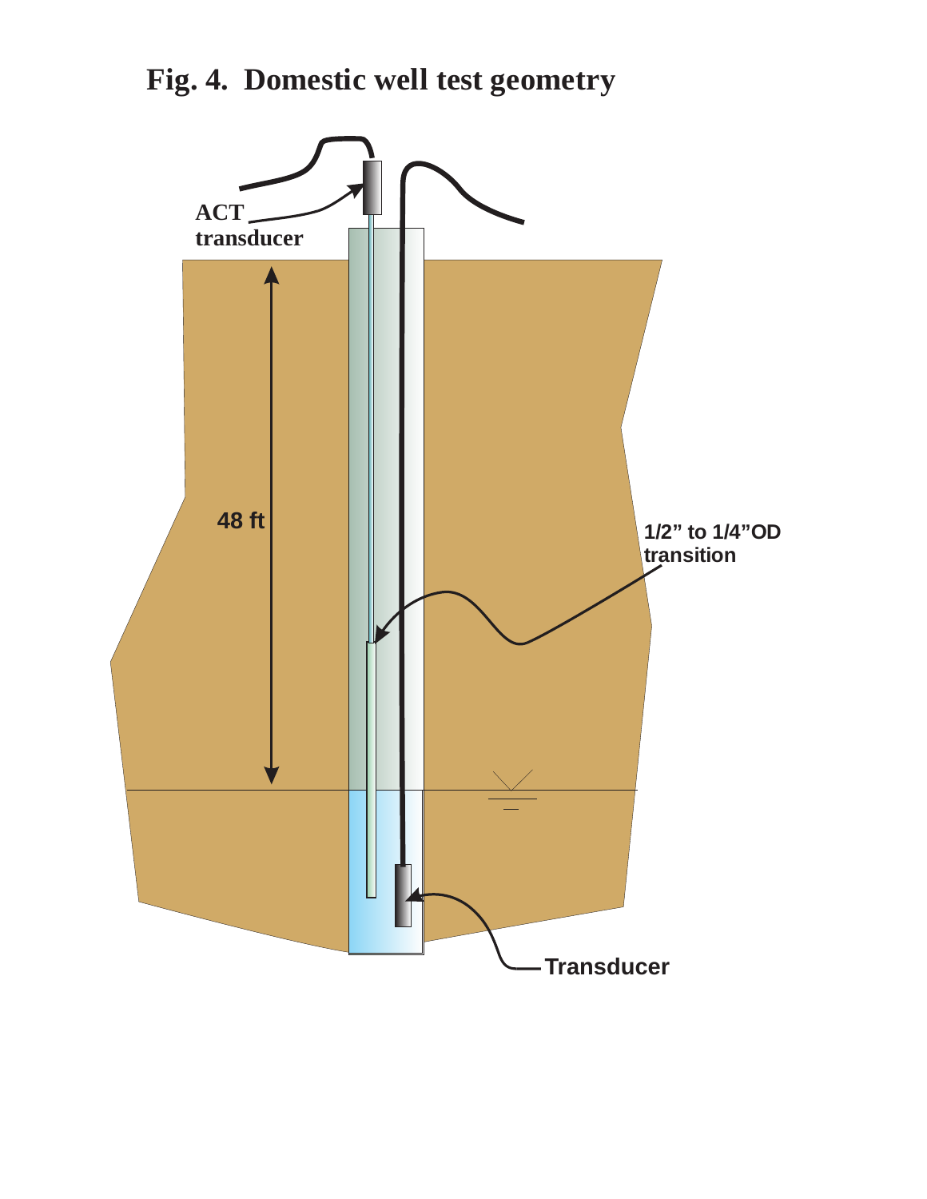# Fig. 4. Domestic well test geometry

ACT transducer

48 ft

1/2” to 1/4”OD transition

Transducer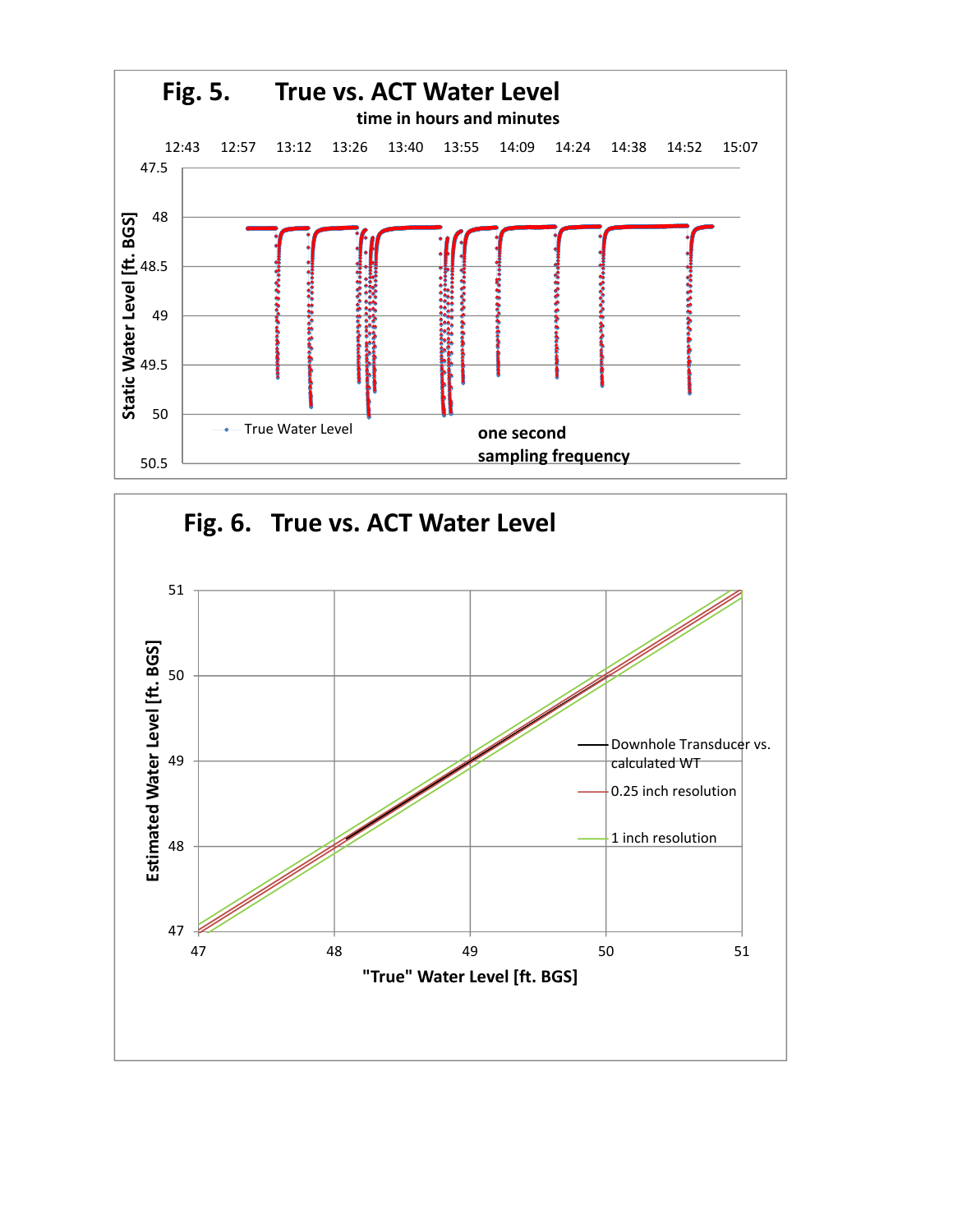Fig. 5. True vs. ACT Water Level

time in hours and minutes

12:43 12:57 13:12 13:26 13:40 13:55 14:09 14:24 14:38 14:52 15:07

Static Water Level [ft. BGS]

47.5
48
48.5
49
49.5
50
50.5

True Water Level

one second sampling frequency

Fig. 6. True vs. ACT Water Level

Estimated Water Level [ft. BGS]

47
48
49
50
51

"True" Water Level [ft. BGS]

47 48 49 50 51

Downhole Transducer vs. calculated WT

0.25 inch resolution

1 inch resolution